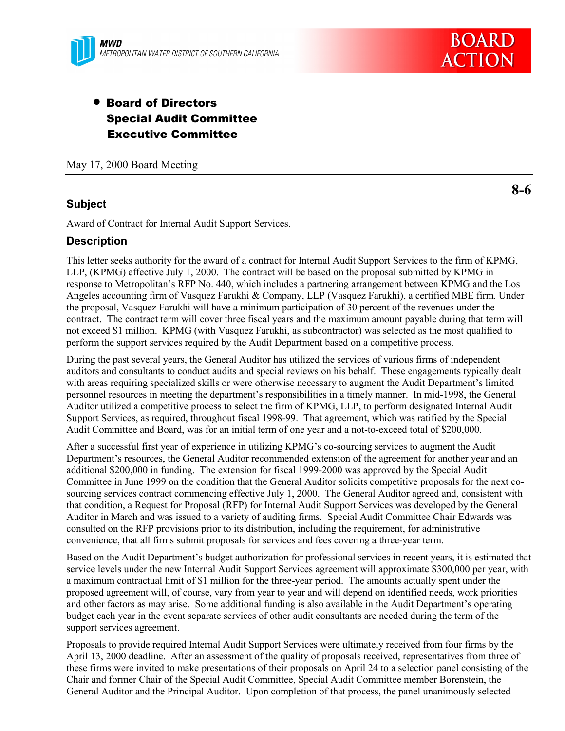MWD
METROPOLITAN WATER DISTRICT OF SOUTHERN CALIFORNIA

# BOARD ACTION

- **Board of Directors**
  **Special Audit Committee**
  **Executive Committee**

May 17, 2000 Board Meeting

**8-6**

## Subject

Award of Contract for Internal Audit Support Services.

## Description

This letter seeks authority for the award of a contract for Internal Audit Support Services to the firm of KPMG, LLP, (KPMG) effective July 1, 2000. The contract will be based on the proposal submitted by KPMG in response to Metropolitan's RFP No. 440, which includes a partnering arrangement between KPMG and the Los Angeles accounting firm of Vasquez Farukhi & Company, LLP (Vasquez Farukhi), a certified MBE firm. Under the proposal, Vasquez Farukhi will have a minimum participation of 30 percent of the revenues under the contract. The contract term will cover three fiscal years and the maximum amount payable during that term will not exceed $1 million. KPMG (with Vasquez Farukhi, as subcontractor) was selected as the most qualified to perform the support services required by the Audit Department based on a competitive process.

During the past several years, the General Auditor has utilized the services of various firms of independent auditors and consultants to conduct audits and special reviews on his behalf. These engagements typically dealt with areas requiring specialized skills or were otherwise necessary to augment the Audit Department's limited personnel resources in meeting the department's responsibilities in a timely manner. In mid-1998, the General Auditor utilized a competitive process to select the firm of KPMG, LLP, to perform designated Internal Audit Support Services, as required, throughout fiscal 1998-99. That agreement, which was ratified by the Special Audit Committee and Board, was for an initial term of one year and a not-to-exceed total of $200,000.

After a successful first year of experience in utilizing KPMG's co-sourcing services to augment the Audit Department's resources, the General Auditor recommended extension of the agreement for another year and an additional $200,000 in funding. The extension for fiscal 1999-2000 was approved by the Special Audit Committee in June 1999 on the condition that the General Auditor solicits competitive proposals for the next co-sourcing services contract commencing effective July 1, 2000. The General Auditor agreed and, consistent with that condition, a Request for Proposal (RFP) for Internal Audit Support Services was developed by the General Auditor in March and was issued to a variety of auditing firms. Special Audit Committee Chair Edwards was consulted on the RFP provisions prior to its distribution, including the requirement, for administrative convenience, that all firms submit proposals for services and fees covering a three-year term.

Based on the Audit Department's budget authorization for professional services in recent years, it is estimated that service levels under the new Internal Audit Support Services agreement will approximate $300,000 per year, with a maximum contractual limit of $1 million for the three-year period. The amounts actually spent under the proposed agreement will, of course, vary from year to year and will depend on identified needs, work priorities and other factors as may arise. Some additional funding is also available in the Audit Department's operating budget each year in the event separate services of other audit consultants are needed during the term of the support services agreement.

Proposals to provide required Internal Audit Support Services were ultimately received from four firms by the April 13, 2000 deadline. After an assessment of the quality of proposals received, representatives from three of these firms were invited to make presentations of their proposals on April 24 to a selection panel consisting of the Chair and former Chair of the Special Audit Committee, Special Audit Committee member Borenstein, the General Auditor and the Principal Auditor. Upon completion of that process, the panel unanimously selected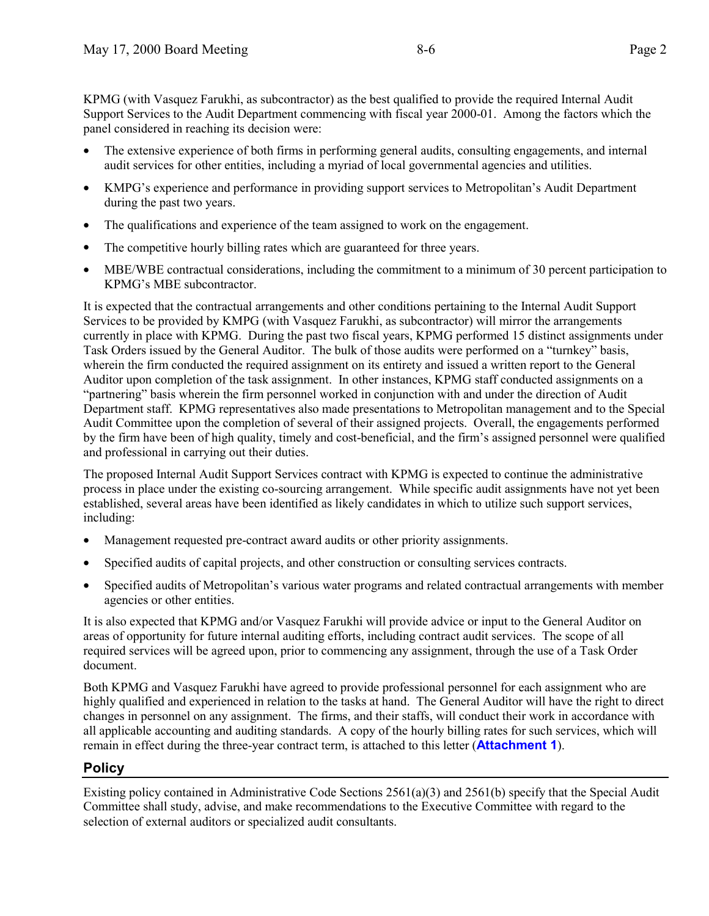KPMG (with Vasquez Farukhi, as subcontractor) as the best qualified to provide the required Internal Audit Support Services to the Audit Department commencing with fiscal year 2000-01. Among the factors which the panel considered in reaching its decision were:

- The extensive experience of both firms in performing general audits, consulting engagements, and internal audit services for other entities, including a myriad of local governmental agencies and utilities.
- KMPG's experience and performance in providing support services to Metropolitan's Audit Department during the past two years.
- The qualifications and experience of the team assigned to work on the engagement.
- The competitive hourly billing rates which are guaranteed for three years.
- MBE/WBE contractual considerations, including the commitment to a minimum of 30 percent participation to KPMG's MBE subcontractor.

It is expected that the contractual arrangements and other conditions pertaining to the Internal Audit Support Services to be provided by KMPG (with Vasquez Farukhi, as subcontractor) will mirror the arrangements currently in place with KPMG. During the past two fiscal years, KPMG performed 15 distinct assignments under Task Orders issued by the General Auditor. The bulk of those audits were performed on a "turnkey" basis, wherein the firm conducted the required assignment on its entirety and issued a written report to the General Auditor upon completion of the task assignment. In other instances, KPMG staff conducted assignments on a "partnering" basis wherein the firm personnel worked in conjunction with and under the direction of Audit Department staff. KPMG representatives also made presentations to Metropolitan management and to the Special Audit Committee upon the completion of several of their assigned projects. Overall, the engagements performed by the firm have been of high quality, timely and cost-beneficial, and the firm's assigned personnel were qualified and professional in carrying out their duties.

The proposed Internal Audit Support Services contract with KPMG is expected to continue the administrative process in place under the existing co-sourcing arrangement. While specific audit assignments have not yet been established, several areas have been identified as likely candidates in which to utilize such support services, including:

- Management requested pre-contract award audits or other priority assignments.
- Specified audits of capital projects, and other construction or consulting services contracts.
- Specified audits of Metropolitan's various water programs and related contractual arrangements with member agencies or other entities.

It is also expected that KPMG and/or Vasquez Farukhi will provide advice or input to the General Auditor on areas of opportunity for future internal auditing efforts, including contract audit services. The scope of all required services will be agreed upon, prior to commencing any assignment, through the use of a Task Order document.

Both KPMG and Vasquez Farukhi have agreed to provide professional personnel for each assignment who are highly qualified and experienced in relation to the tasks at hand. The General Auditor will have the right to direct changes in personnel on any assignment. The firms, and their staffs, will conduct their work in accordance with all applicable accounting and auditing standards. A copy of the hourly billing rates for such services, which will remain in effect during the three-year contract term, is attached to this letter (**Attachment 1**).

## Policy

Existing policy contained in Administrative Code Sections 2561(a)(3) and 2561(b) specify that the Special Audit Committee shall study, advise, and make recommendations to the Executive Committee with regard to the selection of external auditors or specialized audit consultants.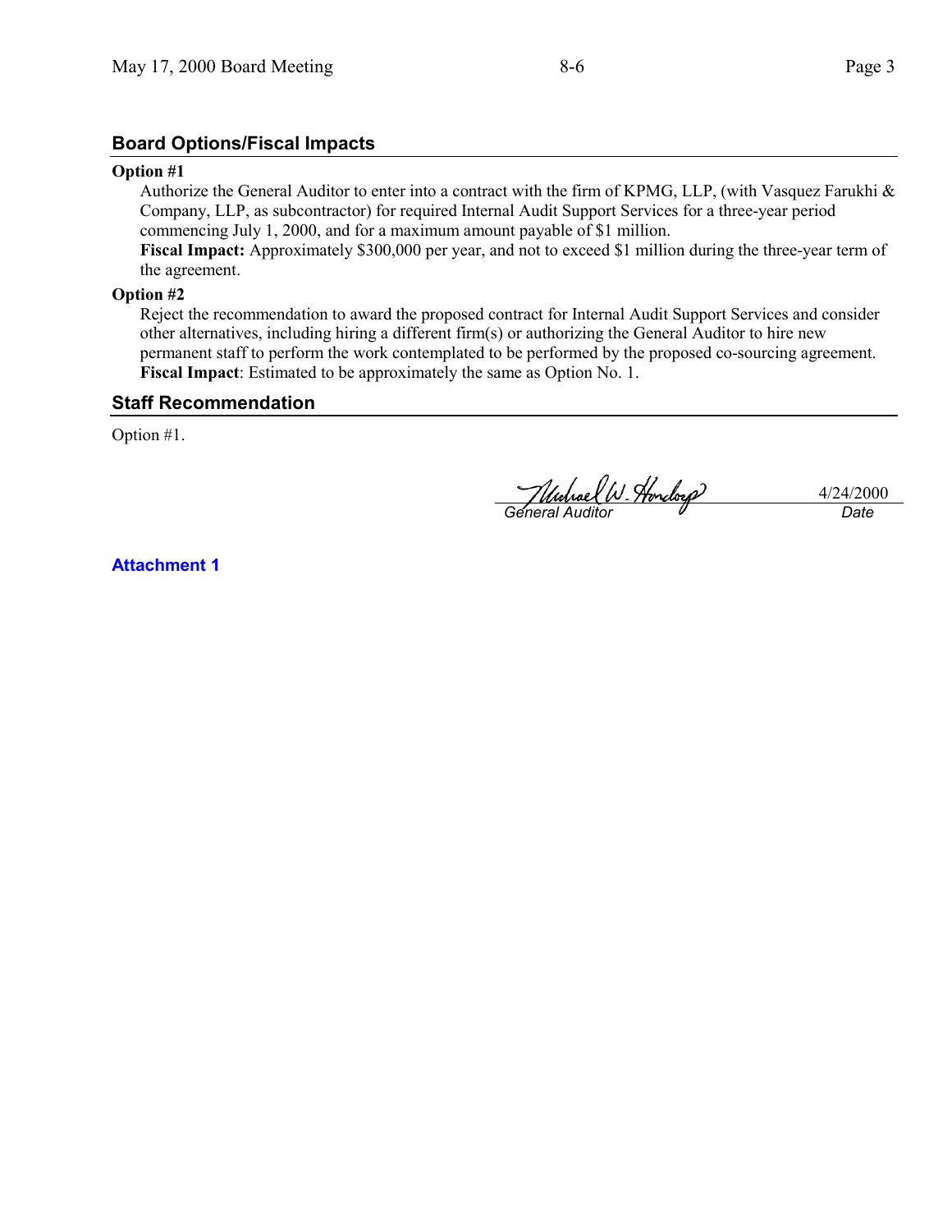## Board Options/Fiscal Impacts

**Option #1**

Authorize the General Auditor to enter into a contract with the firm of KPMG, LLP, (with Vasquez Farukhi & Company, LLP, as subcontractor) for required Internal Audit Support Services for a three-year period commencing July 1, 2000, and for a maximum amount payable of $1 million.

**Fiscal Impact:** Approximately $300,000 per year, and not to exceed $1 million during the three-year term of the agreement.

**Option #2**

Reject the recommendation to award the proposed contract for Internal Audit Support Services and consider other alternatives, including hiring a different firm(s) or authorizing the General Auditor to hire new permanent staff to perform the work contemplated to be performed by the proposed co-sourcing agreement.

**Fiscal Impact**: Estimated to be approximately the same as Option No. 1.

## Staff Recommendation

Option #1.

Michael W. Hondorp
*General Auditor*

4/24/2000
*Date*

**Attachment 1**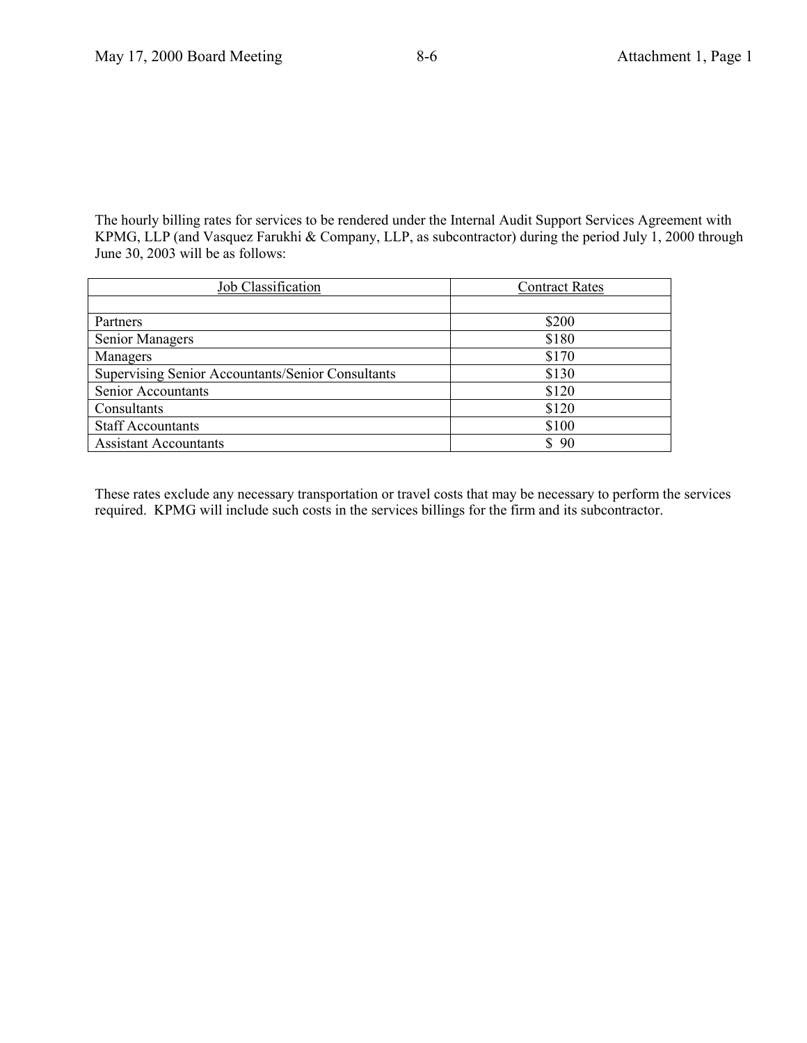The hourly billing rates for services to be rendered under the Internal Audit Support Services Agreement with KPMG, LLP (and Vasquez Farukhi & Company, LLP, as subcontractor) during the period July 1, 2000 through June 30, 2003 will be as follows:

| Job Classification | Contract Rates |
|---|---|
| | |
| Partners | $200 |
| Senior Managers | $180 |
| Managers | $170 |
| Supervising Senior Accountants/Senior Consultants | $130 |
| Senior Accountants | $120 |
| Consultants | $120 |
| Staff Accountants | $100 |
| Assistant Accountants | $ 90 |

These rates exclude any necessary transportation or travel costs that may be necessary to perform the services required. KPMG will include such costs in the services billings for the firm and its subcontractor.